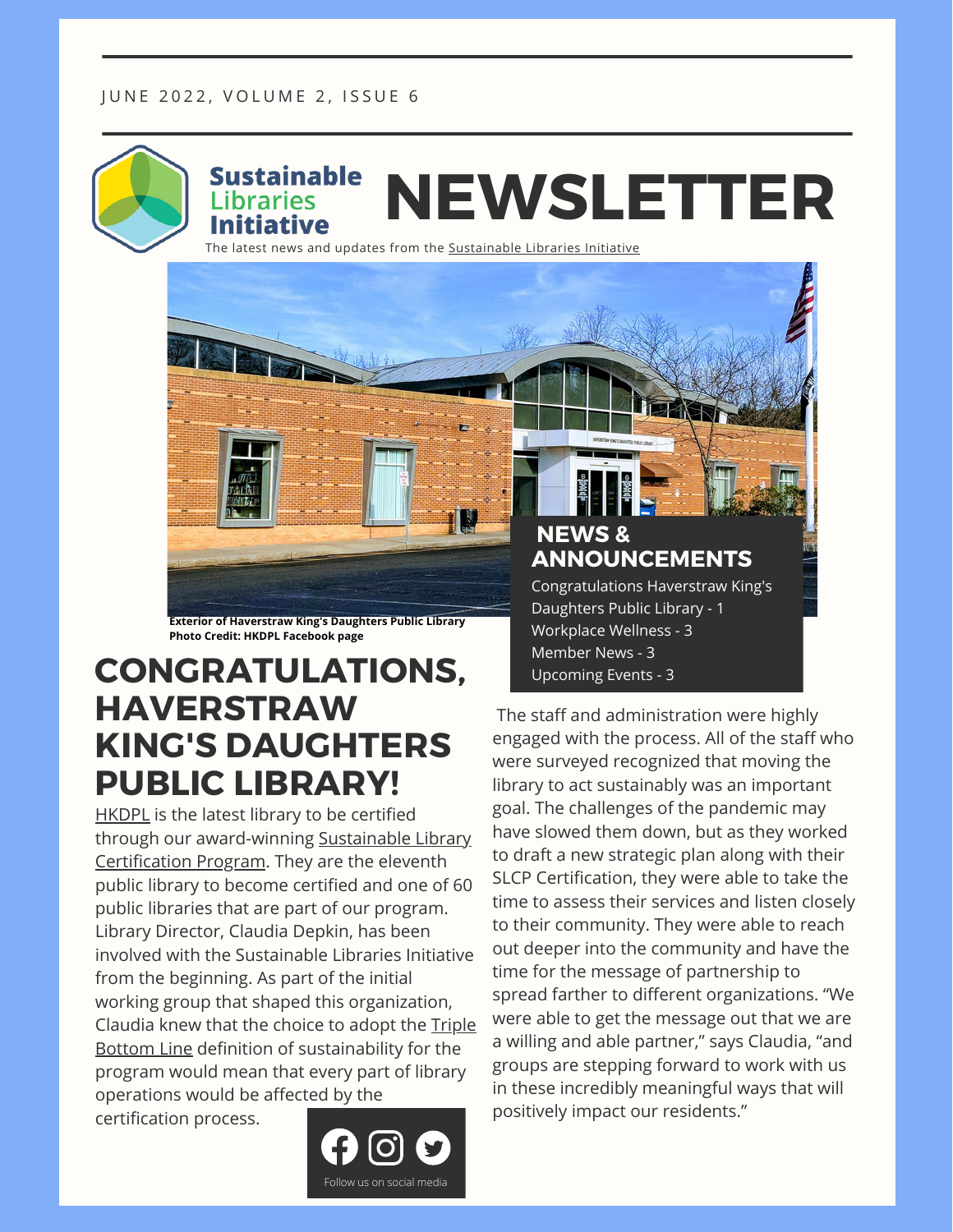JUNE 2022, VOLUME 2, ISSUE 6

# Sustainable Libraries Initiative NEWSLETTER

The latest news and updates from the Sustainable Libraries Initiative

Exterior of Haverstraw King's Daughters Public Library
Photo Credit: HKDPL Facebook page

## NEWS & ANNOUNCEMENTS

- Congratulations Haverstraw King's Daughters Public Library - 1
- Workplace Wellness - 3
- Member News - 3
- Upcoming Events - 3

## CONGRATULATIONS, HAVERSTRAW KING'S DAUGHTERS PUBLIC LIBRARY!

HKDPL is the latest library to be certified through our award-winning Sustainable Library Certification Program. They are the eleventh public library to become certified and one of 60 public libraries that are part of our program. Library Director, Claudia Depkin, has been involved with the Sustainable Libraries Initiative from the beginning. As part of the initial working group that shaped this organization, Claudia knew that the choice to adopt the Triple Bottom Line definition of sustainability for the program would mean that every part of library operations would be affected by the certification process.

The staff and administration were highly engaged with the process. All of the staff who were surveyed recognized that moving the library to act sustainably was an important goal. The challenges of the pandemic may have slowed them down, but as they worked to draft a new strategic plan along with their SLCP Certification, they were able to take the time to assess their services and listen closely to their community. They were able to reach out deeper into the community and have the time for the message of partnership to spread farther to different organizations. "We were able to get the message out that we are a willing and able partner," says Claudia, "and groups are stepping forward to work with us in these incredibly meaningful ways that will positively impact our residents."

Follow us on social media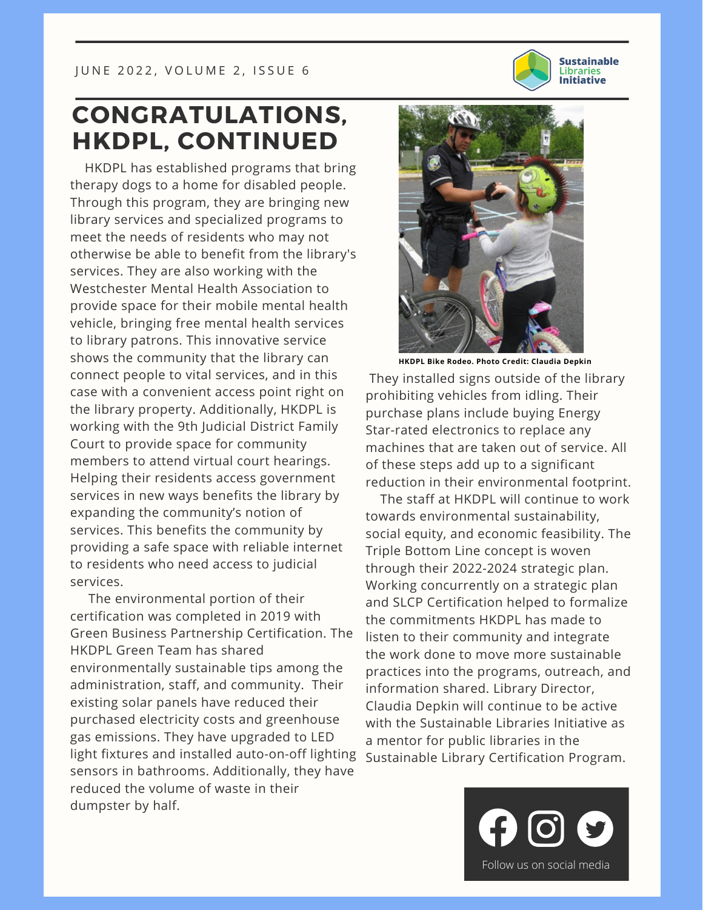# CONGRATULATIONS, HKDPL, CONTINUED

HKDPL has established programs that bring therapy dogs to a home for disabled people. Through this program, they are bringing new library services and specialized programs to meet the needs of residents who may not otherwise be able to benefit from the library's services. They are also working with the Westchester Mental Health Association to provide space for their mobile mental health vehicle, bringing free mental health services to library patrons. This innovative service shows the community that the library can connect people to vital services, and in this case with a convenient access point right on the library property. Additionally, HKDPL is working with the 9th Judicial District Family Court to provide space for community members to attend virtual court hearings. Helping their residents access government services in new ways benefits the library by expanding the community's notion of services. This benefits the community by providing a safe space with reliable internet to residents who need access to judicial services.

The environmental portion of their certification was completed in 2019 with Green Business Partnership Certification. The HKDPL Green Team has shared environmentally sustainable tips among the administration, staff, and community. Their existing solar panels have reduced their purchased electricity costs and greenhouse gas emissions. They have upgraded to LED light fixtures and installed auto-on-off lighting sensors in bathrooms. Additionally, they have reduced the volume of waste in their dumpster by half.

**HKDPL Bike Rodeo. Photo Credit: Claudia Depkin**

They installed signs outside of the library prohibiting vehicles from idling. Their purchase plans include buying Energy Star-rated electronics to replace any machines that are taken out of service. All of these steps add up to a significant reduction in their environmental footprint.

The staff at HKDPL will continue to work towards environmental sustainability, social equity, and economic feasibility. The Triple Bottom Line concept is woven through their 2022-2024 strategic plan. Working concurrently on a strategic plan and SLCP Certification helped to formalize the commitments HKDPL has made to listen to their community and integrate the work done to move more sustainable practices into the programs, outreach, and information shared. Library Director, Claudia Depkin will continue to be active with the Sustainable Libraries Initiative as a mentor for public libraries in the Sustainable Library Certification Program.

Follow us on social media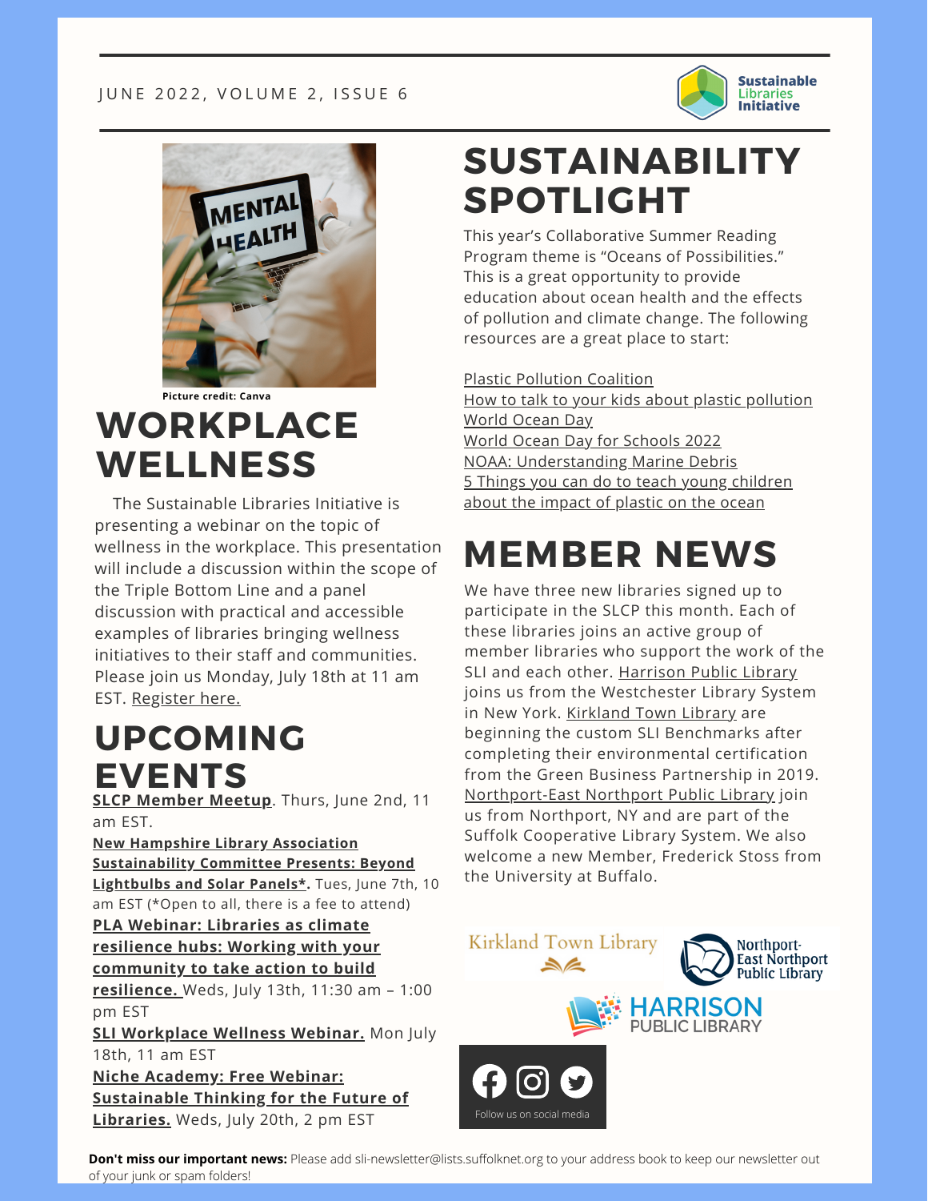JUNE 2022, VOLUME 2, ISSUE 6

Sustainable Libraries Initiative

Picture credit: Canva

# WORKPLACE WELLNESS

The Sustainable Libraries Initiative is presenting a webinar on the topic of wellness in the workplace. This presentation will include a discussion within the scope of the Triple Bottom Line and a panel discussion with practical and accessible examples of libraries bringing wellness initiatives to their staff and communities. Please join us Monday, July 18th at 11 am EST. Register here.

# UPCOMING EVENTS

**SLCP Member Meetup**. Thurs, June 2nd, 11 am EST.

**New Hampshire Library Association Sustainability Committee Presents: Beyond Lightbulbs and Solar Panels*.** Tues, June 7th, 10 am EST (*Open to all, there is a fee to attend)

**PLA Webinar: Libraries as climate resilience hubs: Working with your community to take action to build resilience.** Weds, July 13th, 11:30 am – 1:00 pm EST

**SLI Workplace Wellness Webinar.** Mon July 18th, 11 am EST

**Niche Academy: Free Webinar: Sustainable Thinking for the Future of Libraries.** Weds, July 20th, 2 pm EST

# SUSTAINABILITY SPOTLIGHT

This year's Collaborative Summer Reading Program theme is "Oceans of Possibilities." This is a great opportunity to provide education about ocean health and the effects of pollution and climate change. The following resources are a great place to start:

Plastic Pollution Coalition
How to talk to your kids about plastic pollution
World Ocean Day
World Ocean Day for Schools 2022
NOAA: Understanding Marine Debris
5 Things you can do to teach young children about the impact of plastic on the ocean

# MEMBER NEWS

We have three new libraries signed up to participate in the SLCP this month. Each of these libraries joins an active group of member libraries who support the work of the SLI and each other. Harrison Public Library joins us from the Westchester Library System in New York. Kirkland Town Library are beginning the custom SLI Benchmarks after completing their environmental certification from the Green Business Partnership in 2019. Northport-East Northport Public Library join us from Northport, NY and are part of the Suffolk Cooperative Library System. We also welcome a new Member, Frederick Stoss from the University at Buffalo.

Kirkland Town Library

Northport-East Northport Public Library

HARRISON PUBLIC LIBRARY

Follow us on social media

**Don't miss our important news:** Please add sli-newsletter@lists.suffolknet.org to your address book to keep our newsletter out of your junk or spam folders!